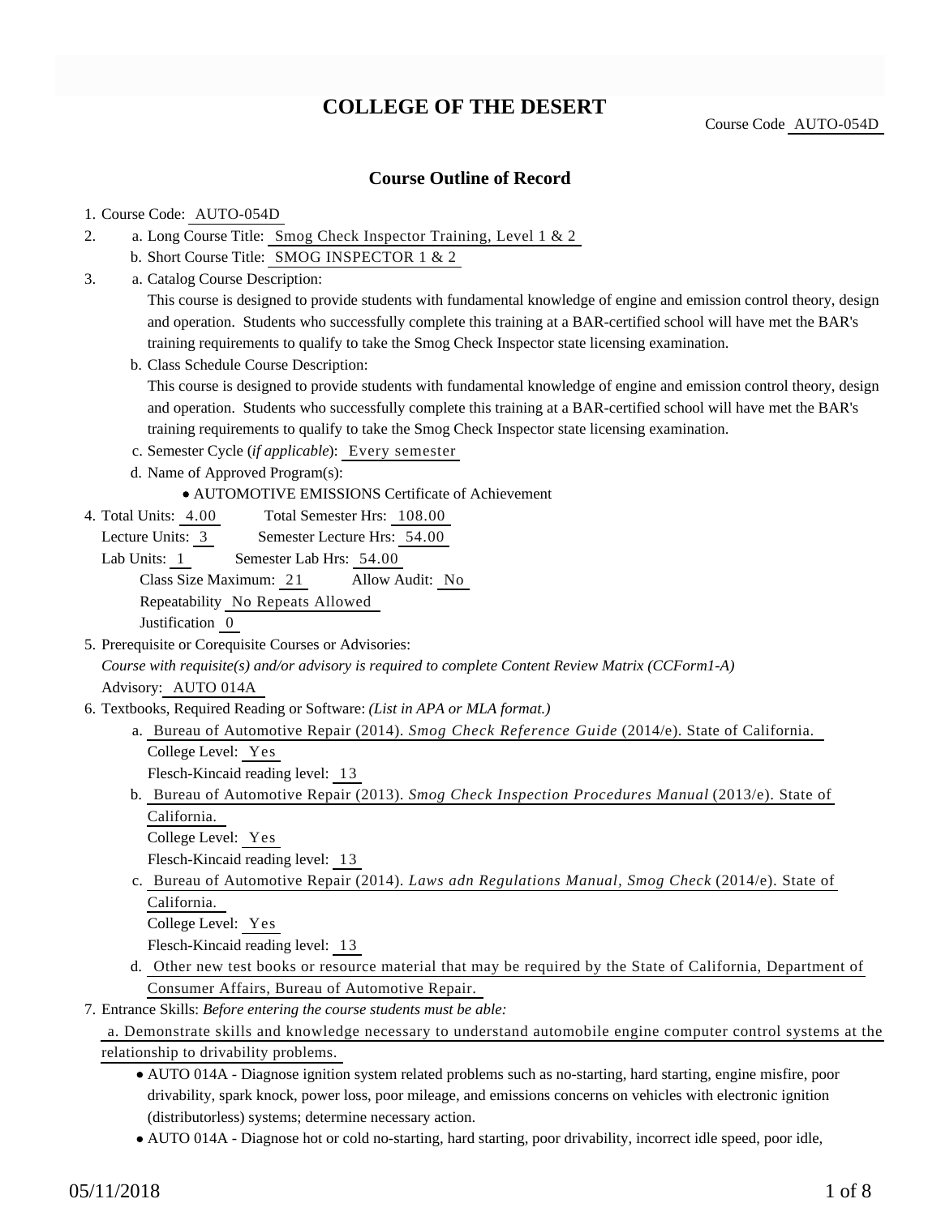# COLLEGE OF THE DESERT

Course Code AUTO-054D

## Course Outline of Record

1. Course Code: AUTO-054D
2. a. Long Course Title: Smog Check Inspector Training, Level 1 & 2
   b. Short Course Title: SMOG INSPECTOR 1 & 2
3. a. Catalog Course Description:
   This course is designed to provide students with fundamental knowledge of engine and emission control theory, design and operation. Students who successfully complete this training at a BAR-certified school will have met the BAR's training requirements to qualify to take the Smog Check Inspector state licensing examination.
   b. Class Schedule Course Description:
   This course is designed to provide students with fundamental knowledge of engine and emission control theory, design and operation. Students who successfully complete this training at a BAR-certified school will have met the BAR's training requirements to qualify to take the Smog Check Inspector state licensing examination.
   c. Semester Cycle (*if applicable*): Every semester
   d. Name of Approved Program(s):
      - AUTOMOTIVE EMISSIONS Certificate of Achievement
4. Total Units: 4.00 Total Semester Hrs: 108.00
   Lecture Units: 3 Semester Lecture Hrs: 54.00
   Lab Units: 1 Semester Lab Hrs: 54.00
   Class Size Maximum: 21 Allow Audit: No
   Repeatability No Repeats Allowed
   Justification 0
5. Prerequisite or Corequisite Courses or Advisories:
   *Course with requisite(s) and/or advisory is required to complete Content Review Matrix (CCForm1-A)*
   Advisory: AUTO 014A
6. Textbooks, Required Reading or Software: *(List in APA or MLA format.)*
   a. Bureau of Automotive Repair (2014). *Smog Check Reference Guide* (2014/e). State of California.
      College Level: Yes
      Flesch-Kincaid reading level: 13
   b. Bureau of Automotive Repair (2013). *Smog Check Inspection Procedures Manual* (2013/e). State of California.
      College Level: Yes
      Flesch-Kincaid reading level: 13
   c. Bureau of Automotive Repair (2014). *Laws adn Regulations Manual, Smog Check* (2014/e). State of California.
      College Level: Yes
      Flesch-Kincaid reading level: 13
   d. Other new test books or resource material that may be required by the State of California, Department of Consumer Affairs, Bureau of Automotive Repair.
7. Entrance Skills: *Before entering the course students must be able:*
   a. Demonstrate skills and knowledge necessary to understand automobile engine computer control systems at the relationship to drivability problems.
      - AUTO 014A - Diagnose ignition system related problems such as no-starting, hard starting, engine misfire, poor drivability, spark knock, power loss, poor mileage, and emissions concerns on vehicles with electronic ignition (distributorless) systems; determine necessary action.
      - AUTO 014A - Diagnose hot or cold no-starting, hard starting, poor drivability, incorrect idle speed, poor idle,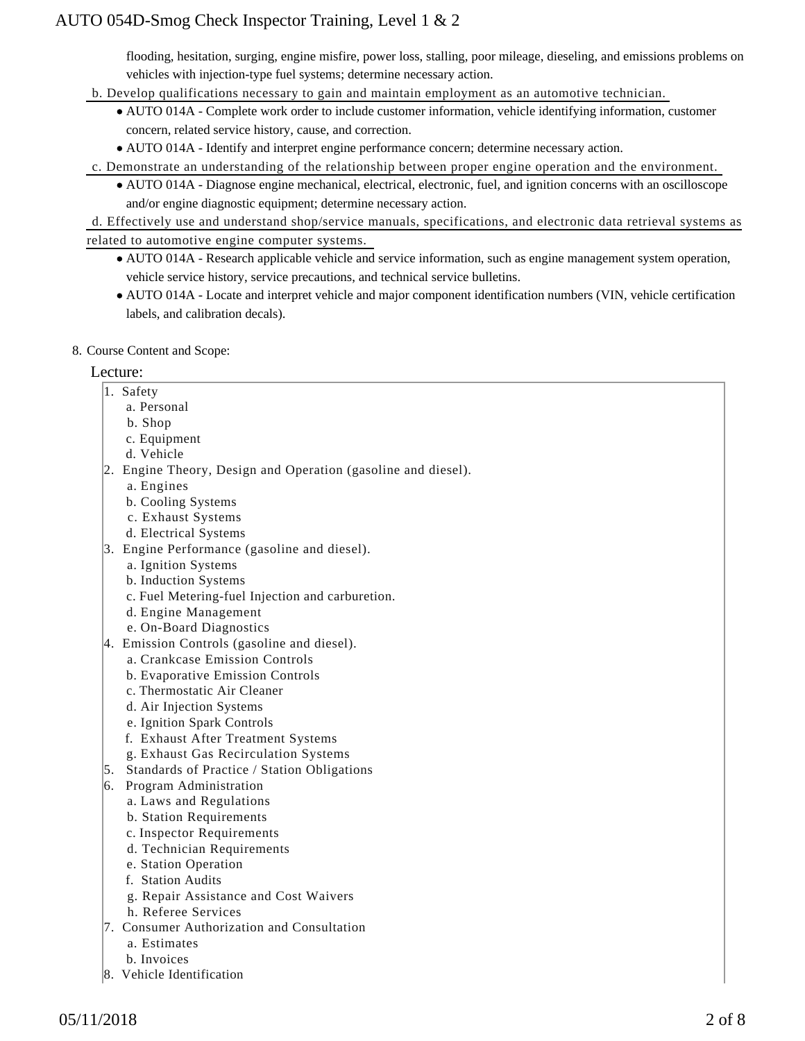flooding, hesitation, surging, engine misfire, power loss, stalling, poor mileage, dieseling, and emissions problems on vehicles with injection-type fuel systems; determine necessary action.

b. Develop qualifications necessary to gain and maintain employment as an automotive technician.

- AUTO 014A - Complete work order to include customer information, vehicle identifying information, customer concern, related service history, cause, and correction.
- AUTO 014A - Identify and interpret engine performance concern; determine necessary action.

c. Demonstrate an understanding of the relationship between proper engine operation and the environment.

- AUTO 014A - Diagnose engine mechanical, electrical, electronic, fuel, and ignition concerns with an oscilloscope and/or engine diagnostic equipment; determine necessary action.

d. Effectively use and understand shop/service manuals, specifications, and electronic data retrieval systems as related to automotive engine computer systems.

- AUTO 014A - Research applicable vehicle and service information, such as engine management system operation, vehicle service history, service precautions, and technical service bulletins.
- AUTO 014A - Locate and interpret vehicle and major component identification numbers (VIN, vehicle certification labels, and calibration decals).

8. Course Content and Scope:

Lecture:

1. Safety
   a. Personal
   b. Shop
   c. Equipment
   d. Vehicle
2. Engine Theory, Design and Operation (gasoline and diesel).
   a. Engines
   b. Cooling Systems
   c. Exhaust Systems
   d. Electrical Systems
3. Engine Performance (gasoline and diesel).
   a. Ignition Systems
   b. Induction Systems
   c. Fuel Metering-fuel Injection and carburetion.
   d. Engine Management
   e. On-Board Diagnostics
4. Emission Controls (gasoline and diesel).
   a. Crankcase Emission Controls
   b. Evaporative Emission Controls
   c. Thermostatic Air Cleaner
   d. Air Injection Systems
   e. Ignition Spark Controls
   f. Exhaust After Treatment Systems
   g. Exhaust Gas Recirculation Systems
5. Standards of Practice / Station Obligations
6. Program Administration
   a. Laws and Regulations
   b. Station Requirements
   c. Inspector Requirements
   d. Technician Requirements
   e. Station Operation
   f. Station Audits
   g. Repair Assistance and Cost Waivers
   h. Referee Services
7. Consumer Authorization and Consultation
   a. Estimates
   b. Invoices
8. Vehicle Identification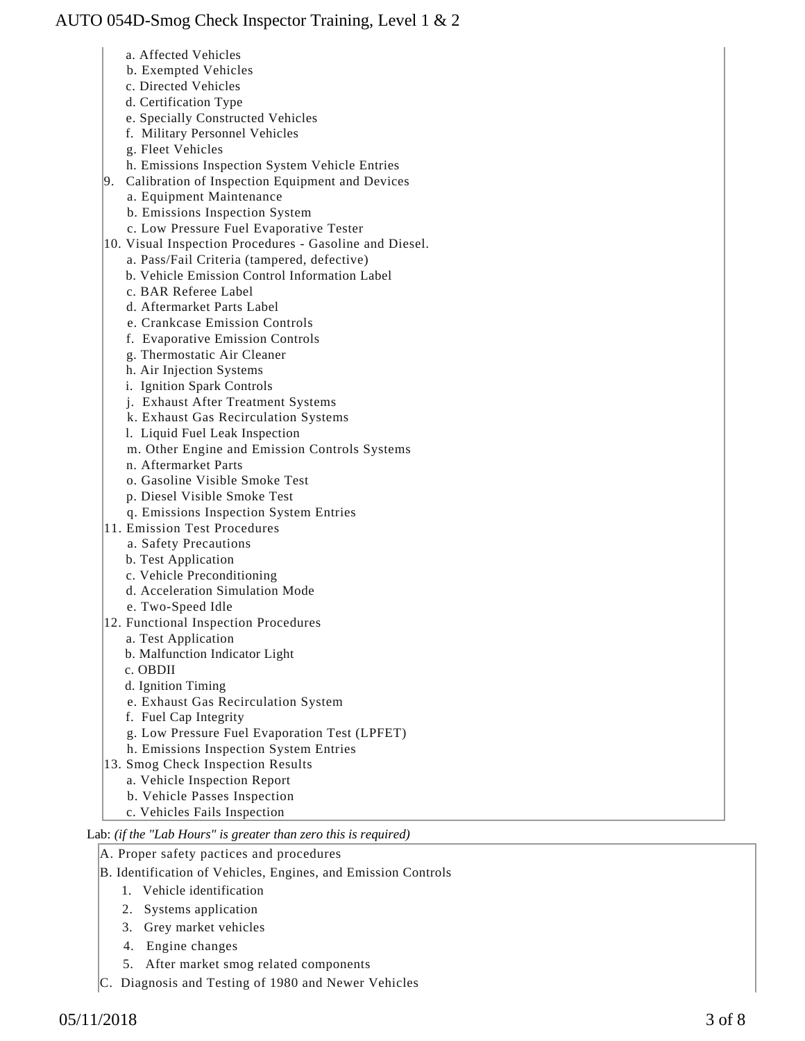- a. Affected Vehicles
   - b. Exempted Vehicles
   - c. Directed Vehicles
   - d. Certification Type
   - e. Specially Constructed Vehicles
   - f. Military Personnel Vehicles
   - g. Fleet Vehicles
   - h. Emissions Inspection System Vehicle Entries

9. Calibration of Inspection Equipment and Devices
   - a. Equipment Maintenance
   - b. Emissions Inspection System
   - c. Low Pressure Fuel Evaporative Tester
10. Visual Inspection Procedures - Gasoline and Diesel.
   - a. Pass/Fail Criteria (tampered, defective)
   - b. Vehicle Emission Control Information Label
   - c. BAR Referee Label
   - d. Aftermarket Parts Label
   - e. Crankcase Emission Controls
   - f. Evaporative Emission Controls
   - g. Thermostatic Air Cleaner
   - h. Air Injection Systems
   - i. Ignition Spark Controls
   - j. Exhaust After Treatment Systems
   - k. Exhaust Gas Recirculation Systems
   - l. Liquid Fuel Leak Inspection
   - m. Other Engine and Emission Controls Systems
   - n. Aftermarket Parts
   - o. Gasoline Visible Smoke Test
   - p. Diesel Visible Smoke Test
   - q. Emissions Inspection System Entries
11. Emission Test Procedures
   - a. Safety Precautions
   - b. Test Application
   - c. Vehicle Preconditioning
   - d. Acceleration Simulation Mode
   - e. Two-Speed Idle
12. Functional Inspection Procedures
   - a. Test Application
   - b. Malfunction Indicator Light
   - c. OBDII
   - d. Ignition Timing
   - e. Exhaust Gas Recirculation System
   - f. Fuel Cap Integrity
   - g. Low Pressure Fuel Evaporation Test (LPFET)
   - h. Emissions Inspection System Entries
13. Smog Check Inspection Results
   - a. Vehicle Inspection Report
   - b. Vehicle Passes Inspection
   - c. Vehicles Fails Inspection

Lab: *(if the "Lab Hours" is greater than zero this is required)*

A. Proper safety pactices and procedures

B. Identification of Vehicles, Engines, and Emission Controls

1. Vehicle identification
2. Systems application
3. Grey market vehicles
4. Engine changes
5. After market smog related components

C. Diagnosis and Testing of 1980 and Newer Vehicles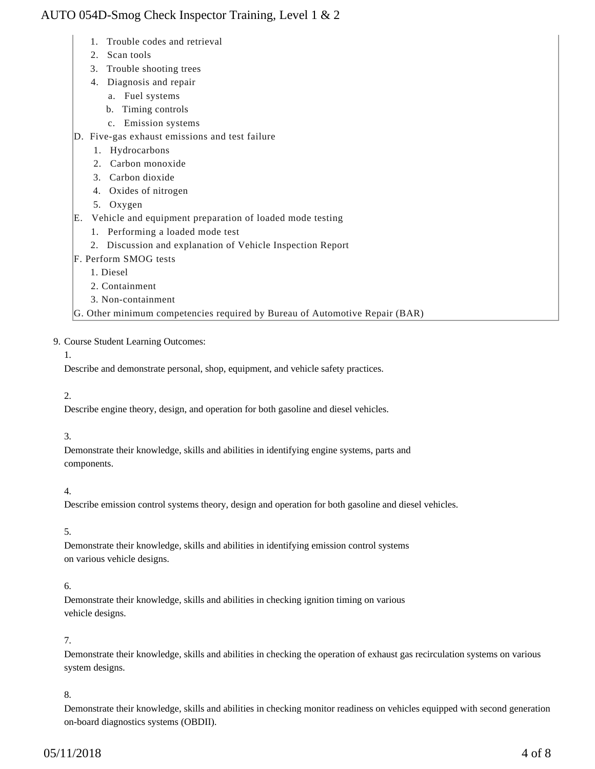1. Trouble codes and retrieval
2. Scan tools
3. Trouble shooting trees
4. Diagnosis and repair
    a. Fuel systems
    b. Timing controls
    c. Emission systems

D. Five-gas exhaust emissions and test failure
1. Hydrocarbons
2. Carbon monoxide
3. Carbon dioxide
4. Oxides of nitrogen
5. Oxygen

E. Vehicle and equipment preparation of loaded mode testing
1. Performing a loaded mode test
2. Discussion and explanation of Vehicle Inspection Report

F. Perform SMOG tests
1. Diesel
2. Containment
3. Non-containment

G. Other minimum competencies required by Bureau of Automotive Repair (BAR)

9. Course Student Learning Outcomes:

1. Describe and demonstrate personal, shop, equipment, and vehicle safety practices.

2. Describe engine theory, design, and operation for both gasoline and diesel vehicles.

3. Demonstrate their knowledge, skills and abilities in identifying engine systems, parts and components.

4. Describe emission control systems theory, design and operation for both gasoline and diesel vehicles.

5. Demonstrate their knowledge, skills and abilities in identifying emission control systems on various vehicle designs.

6. Demonstrate their knowledge, skills and abilities in checking ignition timing on various vehicle designs.

7. Demonstrate their knowledge, skills and abilities in checking the operation of exhaust gas recirculation systems on various system designs.

8. Demonstrate their knowledge, skills and abilities in checking monitor readiness on vehicles equipped with second generation on-board diagnostics systems (OBDII).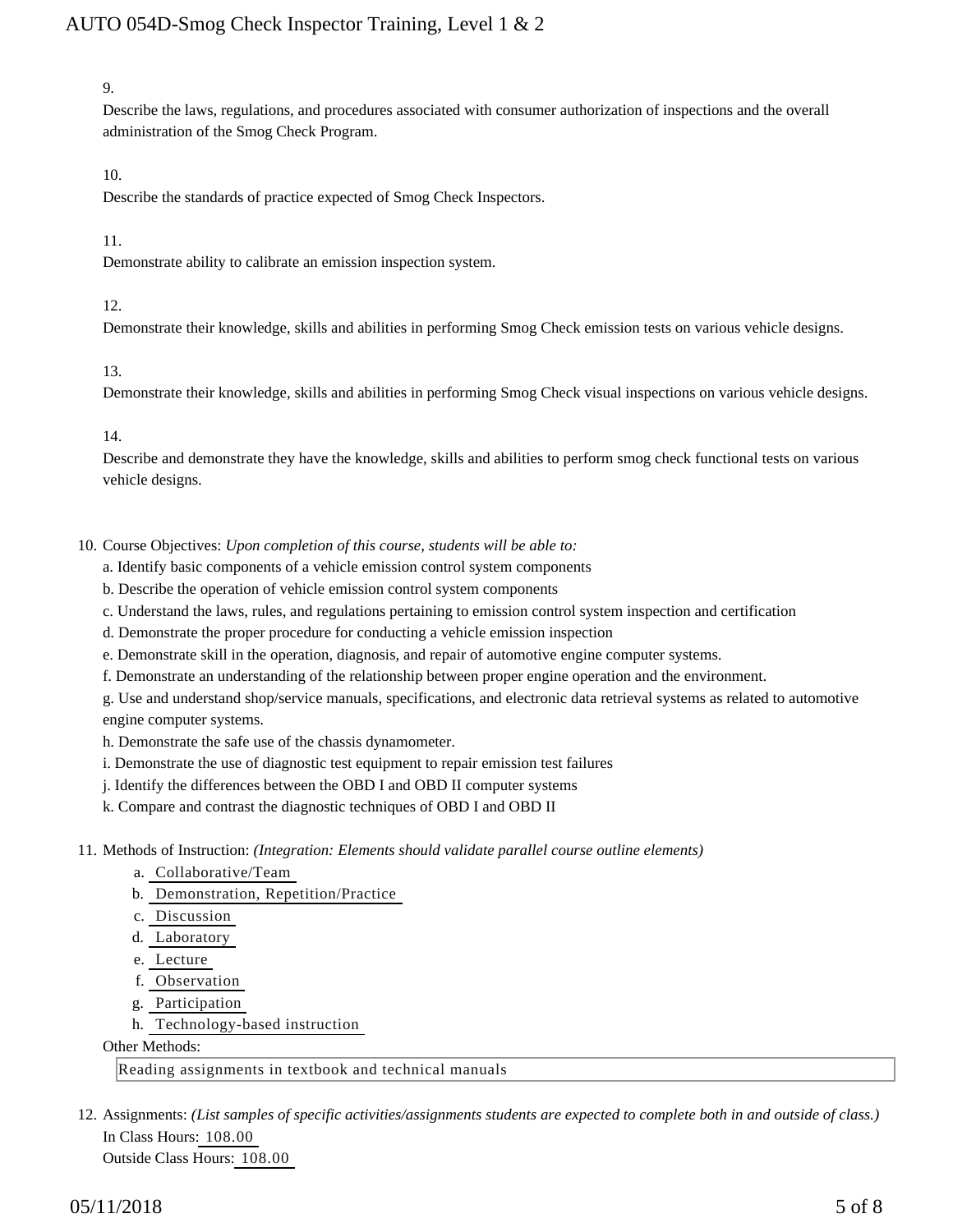9.

Describe the laws, regulations, and procedures associated with consumer authorization of inspections and the overall administration of the Smog Check Program.

10.

Describe the standards of practice expected of Smog Check Inspectors.

11.

Demonstrate ability to calibrate an emission inspection system.

12.

Demonstrate their knowledge, skills and abilities in performing Smog Check emission tests on various vehicle designs.

13.

Demonstrate their knowledge, skills and abilities in performing Smog Check visual inspections on various vehicle designs.

14.

Describe and demonstrate they have the knowledge, skills and abilities to perform smog check functional tests on various vehicle designs.

10. Course Objectives: *Upon completion of this course, students will be able to:*

a. Identify basic components of a vehicle emission control system components

b. Describe the operation of vehicle emission control system components

c. Understand the laws, rules, and regulations pertaining to emission control system inspection and certification

d. Demonstrate the proper procedure for conducting a vehicle emission inspection

e. Demonstrate skill in the operation, diagnosis, and repair of automotive engine computer systems.

f. Demonstrate an understanding of the relationship between proper engine operation and the environment.

g. Use and understand shop/service manuals, specifications, and electronic data retrieval systems as related to automotive engine computer systems.

h. Demonstrate the safe use of the chassis dynamometer.

i. Demonstrate the use of diagnostic test equipment to repair emission test failures

j. Identify the differences between the OBD I and OBD II computer systems

k. Compare and contrast the diagnostic techniques of OBD I and OBD II

11. Methods of Instruction: *(Integration: Elements should validate parallel course outline elements)*

a. Collaborative/Team
b. Demonstration, Repetition/Practice
c. Discussion
d. Laboratory
e. Lecture
f. Observation
g. Participation
h. Technology-based instruction

Other Methods:

Reading assignments in textbook and technical manuals

12. Assignments: *(List samples of specific activities/assignments students are expected to complete both in and outside of class.)*

In Class Hours: 108.00

Outside Class Hours: 108.00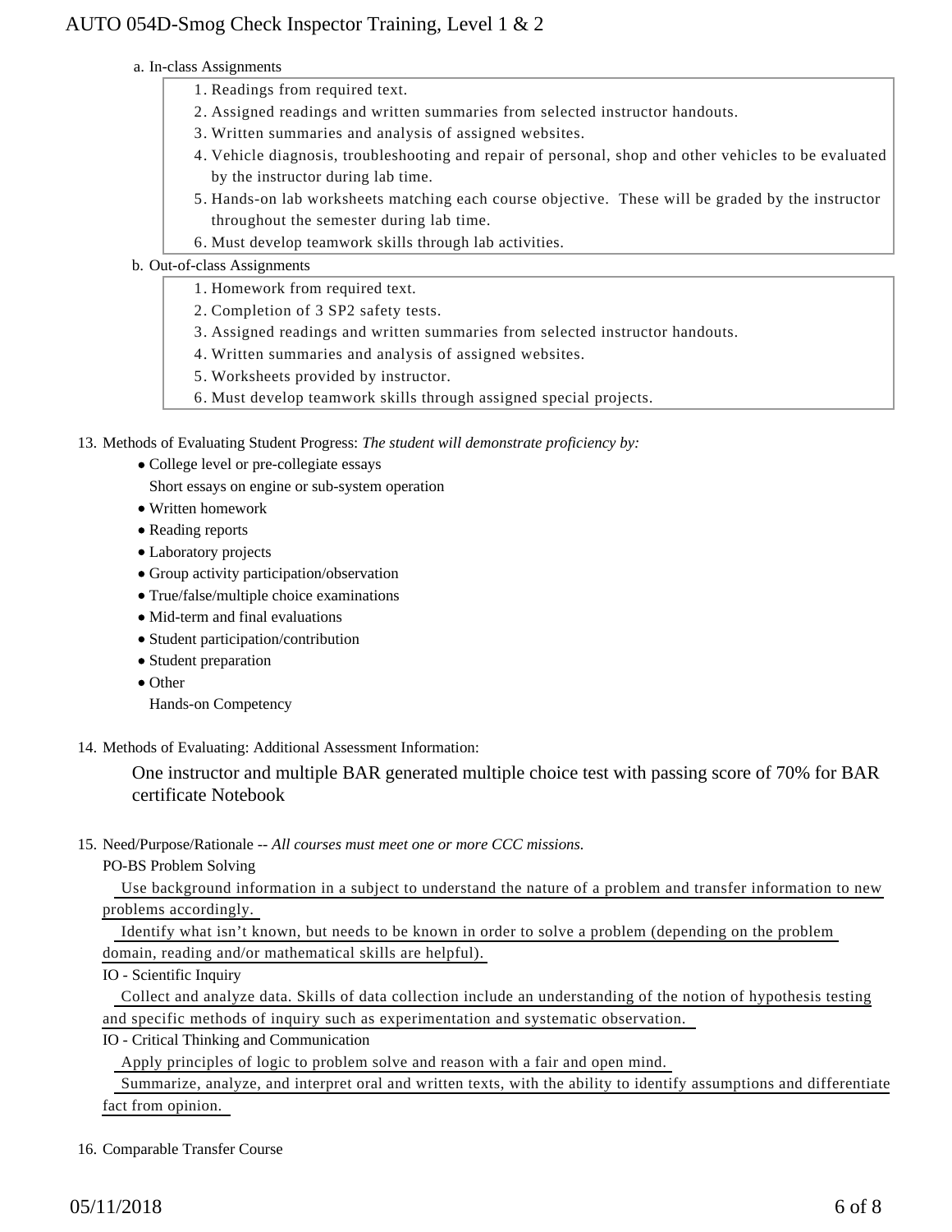a. In-class Assignments

1. Readings from required text.
2. Assigned readings and written summaries from selected instructor handouts.
3. Written summaries and analysis of assigned websites.
4. Vehicle diagnosis, troubleshooting and repair of personal, shop and other vehicles to be evaluated by the instructor during lab time.
5. Hands-on lab worksheets matching each course objective. These will be graded by the instructor throughout the semester during lab time.
6. Must develop teamwork skills through lab activities.

b. Out-of-class Assignments

1. Homework from required text.
2. Completion of 3 SP2 safety tests.
3. Assigned readings and written summaries from selected instructor handouts.
4. Written summaries and analysis of assigned websites.
5. Worksheets provided by instructor.
6. Must develop teamwork skills through assigned special projects.

13. Methods of Evaluating Student Progress: *The student will demonstrate proficiency by:*
    - College level or pre-collegiate essays
      Short essays on engine or sub-system operation
    - Written homework
    - Reading reports
    - Laboratory projects
    - Group activity participation/observation
    - True/false/multiple choice examinations
    - Mid-term and final evaluations
    - Student participation/contribution
    - Student preparation
    - Other
      Hands-on Competency

14. Methods of Evaluating: Additional Assessment Information:

    One instructor and multiple BAR generated multiple choice test with passing score of 70% for BAR certificate Notebook

15. Need/Purpose/Rationale -- *All courses must meet one or more CCC missions.*

    PO-BS Problem Solving

    Use background information in a subject to understand the nature of a problem and transfer information to new problems accordingly.

    Identify what isn't known, but needs to be known in order to solve a problem (depending on the problem domain, reading and/or mathematical skills are helpful).

    IO - Scientific Inquiry

    Collect and analyze data. Skills of data collection include an understanding of the notion of hypothesis testing and specific methods of inquiry such as experimentation and systematic observation.

    IO - Critical Thinking and Communication

    Apply principles of logic to problem solve and reason with a fair and open mind.

    Summarize, analyze, and interpret oral and written texts, with the ability to identify assumptions and differentiate fact from opinion.

16. Comparable Transfer Course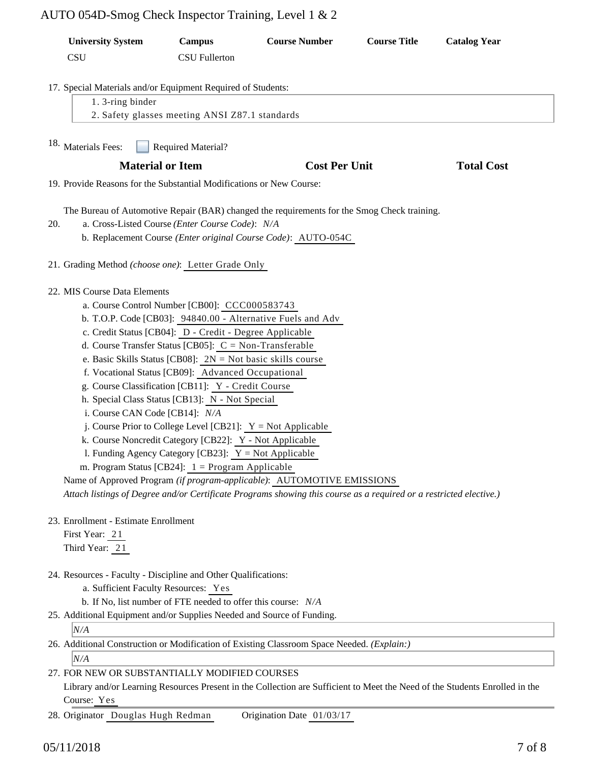# AUTO 054D-Smog Check Inspector Training, Level 1 & 2

| University System | Campus | Course Number | Course Title | Catalog Year |
|---|---|---|---|---|
| CSU | CSU Fullerton | | | |

17. Special Materials and/or Equipment Required of Students:

    1. 3-ring binder
    2. Safety glasses meeting ANSI Z87.1 standards

18. Materials Fees: ☐ Required Material?

| Material or Item | Cost Per Unit | Total Cost |
|---|---|---|

19. Provide Reasons for the Substantial Modifications or New Course:

    The Bureau of Automotive Repair (BAR) changed the requirements for the Smog Check training.

20. a. Cross-Listed Course *(Enter Course Code)*: *N/A*
    b. Replacement Course *(Enter original Course Code)*: AUTO-054C

21. Grading Method *(choose one)*: Letter Grade Only

22. MIS Course Data Elements
    a. Course Control Number [CB00]: CCC000583743
    b. T.O.P. Code [CB03]: 94840.00 - Alternative Fuels and Adv
    c. Credit Status [CB04]: D - Credit - Degree Applicable
    d. Course Transfer Status [CB05]: C = Non-Transferable
    e. Basic Skills Status [CB08]: 2N = Not basic skills course
    f. Vocational Status [CB09]: Advanced Occupational
    g. Course Classification [CB11]: Y - Credit Course
    h. Special Class Status [CB13]: N - Not Special
    i. Course CAN Code [CB14]: *N/A*
    j. Course Prior to College Level [CB21]: Y = Not Applicable
    k. Course Noncredit Category [CB22]: Y - Not Applicable
    l. Funding Agency Category [CB23]: Y = Not Applicable
    m. Program Status [CB24]: 1 = Program Applicable

    Name of Approved Program *(if program-applicable)*: AUTOMOTIVE EMISSIONS

    *Attach listings of Degree and/or Certificate Programs showing this course as a required or a restricted elective.)*

23. Enrollment - Estimate Enrollment
    First Year: 21
    Third Year: 21

24. Resources - Faculty - Discipline and Other Qualifications:
    a. Sufficient Faculty Resources: Yes
    b. If No, list number of FTE needed to offer this course: *N/A*

25. Additional Equipment and/or Supplies Needed and Source of Funding.

    *N/A*

26. Additional Construction or Modification of Existing Classroom Space Needed. *(Explain:)*

    *N/A*

27. FOR NEW OR SUBSTANTIALLY MODIFIED COURSES
    Library and/or Learning Resources Present in the Collection are Sufficient to Meet the Need of the Students Enrolled in the Course: Yes

28. Originator Douglas Hugh Redman Origination Date 01/03/17